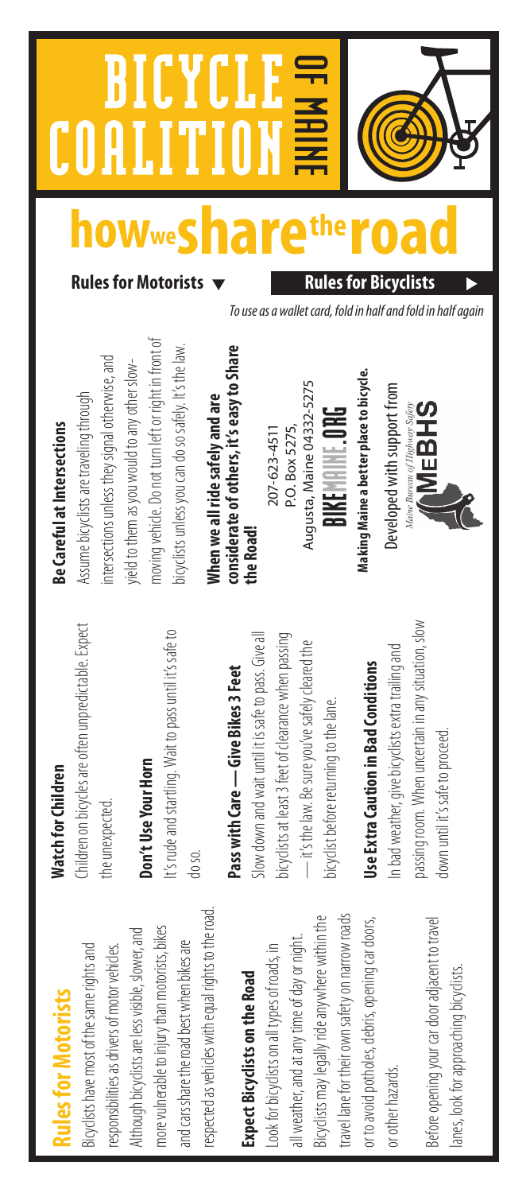# BICYCLE COALITION OF MAINE

# how we share the road

**Rules for Motorists ▼** **Rules for Bicyclists ▶**

*To use as a wallet card, fold in half and fold in half again*

## Rules for Motorists

Bicyclists have most of the same rights and responsibilities as drivers of motor vehicles. Although bicyclists are less visible, slower, and more vulnerable to injury than motorists, bikes and cars share the road best when bikes are respected as vehicles with equal rights to the road.

### Expect Bicyclists on the Road

Look for bicyclists on all types of roads, in all weather, and at any time of day or night. Bicyclists may legally ride anywhere within the travel lane for their own safety on narrow roads or to avoid potholes, debris, opening car doors, or other hazards.

Before opening your car door adjacent to travel lanes, look for approaching bicyclists.

### Watch for Children

Children on bicycles are often unpredictable. Expect the unexpected.

### Don't Use Your Horn

It's rude and startling. Wait to pass until it's safe to do so.

### Pass with Care — Give Bikes 3 Feet

Slow down and wait until it is safe to pass. Give all bicyclists at least 3 feet of clearance when passing — it's the law. Be sure you've safely cleared the bicyclist before returning to the lane.

### Use Extra Caution in Bad Conditions

In bad weather, give bicyclists extra trailing and passing room. When uncertain in any situation, slow down until it's safe to proceed.

### Be Careful at Intersections

Assume bicyclists are traveling through intersections unless they signal otherwise, and yield to them as you would to any other slow-moving vehicle. Do not turn left or right in front of bicyclists unless you can do so safely. It's the law.

**When we all ride safely and are considerate of others, it's easy to Share the Road!**

207-623-4511
P.O. Box 5275,
Augusta, Maine 04332-5275

**BIKEMAINE.ORG**

**Making Maine a better place to bicycle.**

Developed with support from

*Maine Bureau of Highway Safety*
MEBHS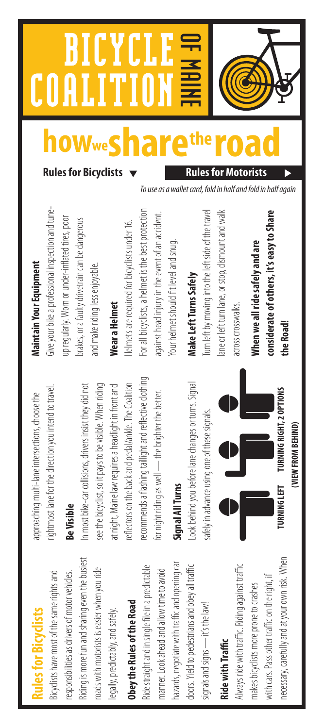# BICYCLE COALITION OF MAINE

# how we share the road

**Rules for Bicyclists ▼** **Rules for Motorists ▶**

*To use as a wallet card, fold in half and fold in half again*

## Rules for Bicyclists

Bicyclists have most of the same rights and responsibilities as drivers of motor vehicles. Riding is more fun and sharing even the busiest roads with motorists is easier when you ride legally, predictably, and safely.

### Obey the Rules of the Road

Ride straight and in single file in a predictable manner. Look ahead and allow time to avoid hazards, negotiate with traffic and opening car doors. Yield to pedestrians and obey all traffic signals and signs — it's the law!

### Ride with Traffic

Always ride with traffic. Riding against traffic makes bicyclists more prone to crashes with cars. Pass other traffic on the right, if necessary, carefully and at your own risk. When approaching multi-lane intersections, choose the rightmost lane for the direction you intend to travel.

### Be Visible

In most bike-car collisions, drivers insist they did not see the bicyclist, so it pays to be visible. When riding at night, Maine law requires a headlight in front and reflectors on the back and pedal/ankle. The Coalition recommends a flashing taillight and reflective clothing for night riding as well — the brighter the better.

### Signal All Turns

Look behind you before lane changes or turns. Signal safely in advance using one of these signals.

TURNING LEFT

TURNING RIGHT, 2 OPTIONS

(VIEW FROM BEHIND)

### Maintain Your Equipment

Give your bike a professional inspection and tune-up regularly. Worn or under-inflated tires, poor brakes, or a faulty drivetrain can be dangerous and make riding less enjoyable.

### Wear a Helmet

Helmets are required for bicyclists under 16. For all bicyclists, a helmet is the best protection against head injury in the event of an accident. Your helmet should fit level and snug.

### Make Left Turns Safely

Turn left by moving into the left side of the travel lane or left turn lane, or stop, dismount and walk across crosswalks.

**When we all ride safely and are considerate of others, it's easy to Share the Road!**